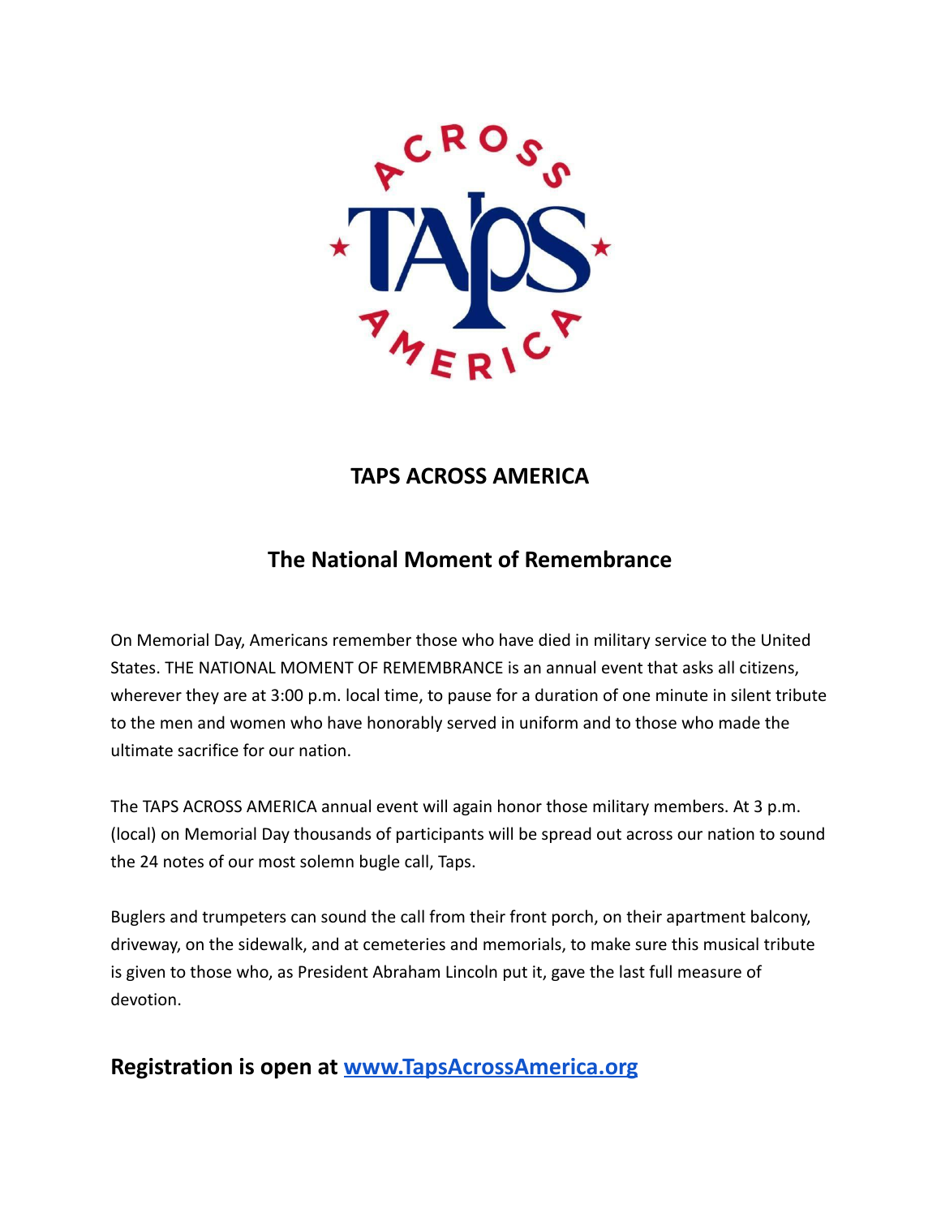# TAPS ACROSS AMERICA

## The National Moment of Remembrance

On Memorial Day, Americans remember those who have died in military service to the United States. THE NATIONAL MOMENT OF REMEMBRANCE is an annual event that asks all citizens, wherever they are at 3:00 p.m. local time, to pause for a duration of one minute in silent tribute to the men and women who have honorably served in uniform and to those who made the ultimate sacrifice for our nation.

The TAPS ACROSS AMERICA annual event will again honor those military members. At 3 p.m. (local) on Memorial Day thousands of participants will be spread out across our nation to sound the 24 notes of our most solemn bugle call, Taps.

Buglers and trumpeters can sound the call from their front porch, on their apartment balcony, driveway, on the sidewalk, and at cemeteries and memorials, to make sure this musical tribute is given to those who, as President Abraham Lincoln put it, gave the last full measure of devotion.

## Registration is open at [www.TapsAcrossAmerica.org](http://www.TapsAcrossAmerica.org)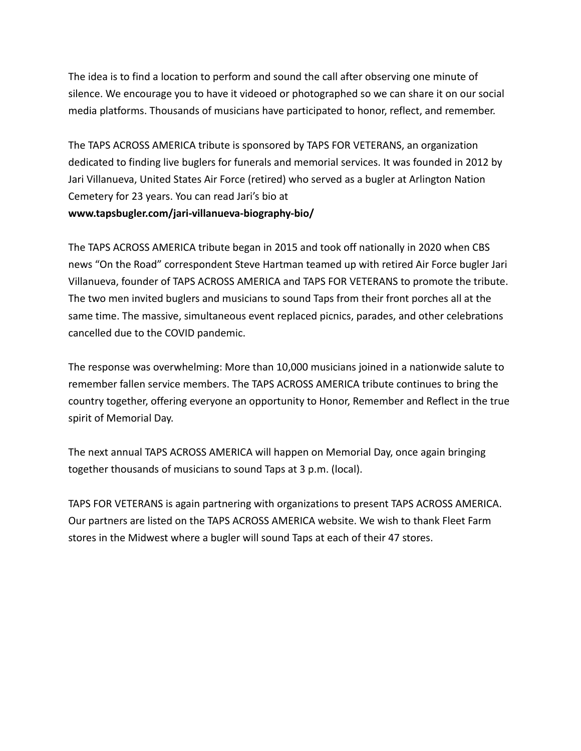The idea is to find a location to perform and sound the call after observing one minute of silence. We encourage you to have it videoed or photographed so we can share it on our social media platforms. Thousands of musicians have participated to honor, reflect, and remember.

The TAPS ACROSS AMERICA tribute is sponsored by TAPS FOR VETERANS, an organization dedicated to finding live buglers for funerals and memorial services. It was founded in 2012 by Jari Villanueva, United States Air Force (retired) who served as a bugler at Arlington Nation Cemetery for 23 years. You can read Jari's bio at
**www.tapsbugler.com/jari-villanueva-biography-bio/**

The TAPS ACROSS AMERICA tribute began in 2015 and took off nationally in 2020 when CBS news "On the Road" correspondent Steve Hartman teamed up with retired Air Force bugler Jari Villanueva, founder of TAPS ACROSS AMERICA and TAPS FOR VETERANS to promote the tribute. The two men invited buglers and musicians to sound Taps from their front porches all at the same time. The massive, simultaneous event replaced picnics, parades, and other celebrations cancelled due to the COVID pandemic.

The response was overwhelming: More than 10,000 musicians joined in a nationwide salute to remember fallen service members. The TAPS ACROSS AMERICA tribute continues to bring the country together, offering everyone an opportunity to Honor, Remember and Reflect in the true spirit of Memorial Day.

The next annual TAPS ACROSS AMERICA will happen on Memorial Day, once again bringing together thousands of musicians to sound Taps at 3 p.m. (local).

TAPS FOR VETERANS is again partnering with organizations to present TAPS ACROSS AMERICA. Our partners are listed on the TAPS ACROSS AMERICA website. We wish to thank Fleet Farm stores in the Midwest where a bugler will sound Taps at each of their 47 stores.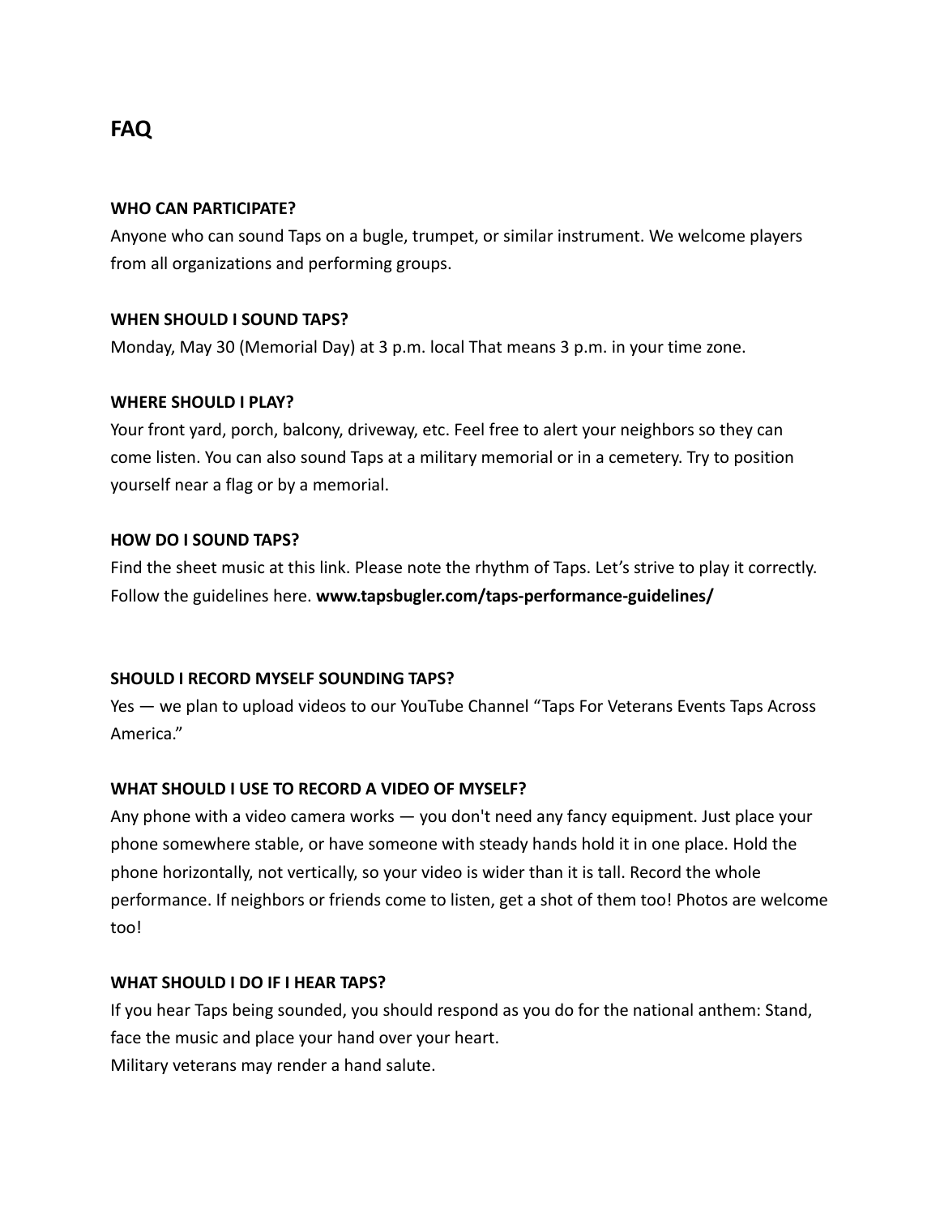## FAQ

**WHO CAN PARTICIPATE?**

Anyone who can sound Taps on a bugle, trumpet, or similar instrument. We welcome players from all organizations and performing groups.

**WHEN SHOULD I SOUND TAPS?**

Monday, May 30 (Memorial Day) at 3 p.m. local That means 3 p.m. in your time zone.

**WHERE SHOULD I PLAY?**

Your front yard, porch, balcony, driveway, etc. Feel free to alert your neighbors so they can come listen. You can also sound Taps at a military memorial or in a cemetery. Try to position yourself near a flag or by a memorial.

**HOW DO I SOUND TAPS?**

Find the sheet music at this link. Please note the rhythm of Taps. Let's strive to play it correctly. Follow the guidelines here. **www.tapsbugler.com/taps-performance-guidelines/**

**SHOULD I RECORD MYSELF SOUNDING TAPS?**

Yes — we plan to upload videos to our YouTube Channel "Taps For Veterans Events Taps Across America."

**WHAT SHOULD I USE TO RECORD A VIDEO OF MYSELF?**

Any phone with a video camera works — you don't need any fancy equipment. Just place your phone somewhere stable, or have someone with steady hands hold it in one place. Hold the phone horizontally, not vertically, so your video is wider than it is tall. Record the whole performance. If neighbors or friends come to listen, get a shot of them too! Photos are welcome too!

**WHAT SHOULD I DO IF I HEAR TAPS?**

If you hear Taps being sounded, you should respond as you do for the national anthem: Stand, face the music and place your hand over your heart.
Military veterans may render a hand salute.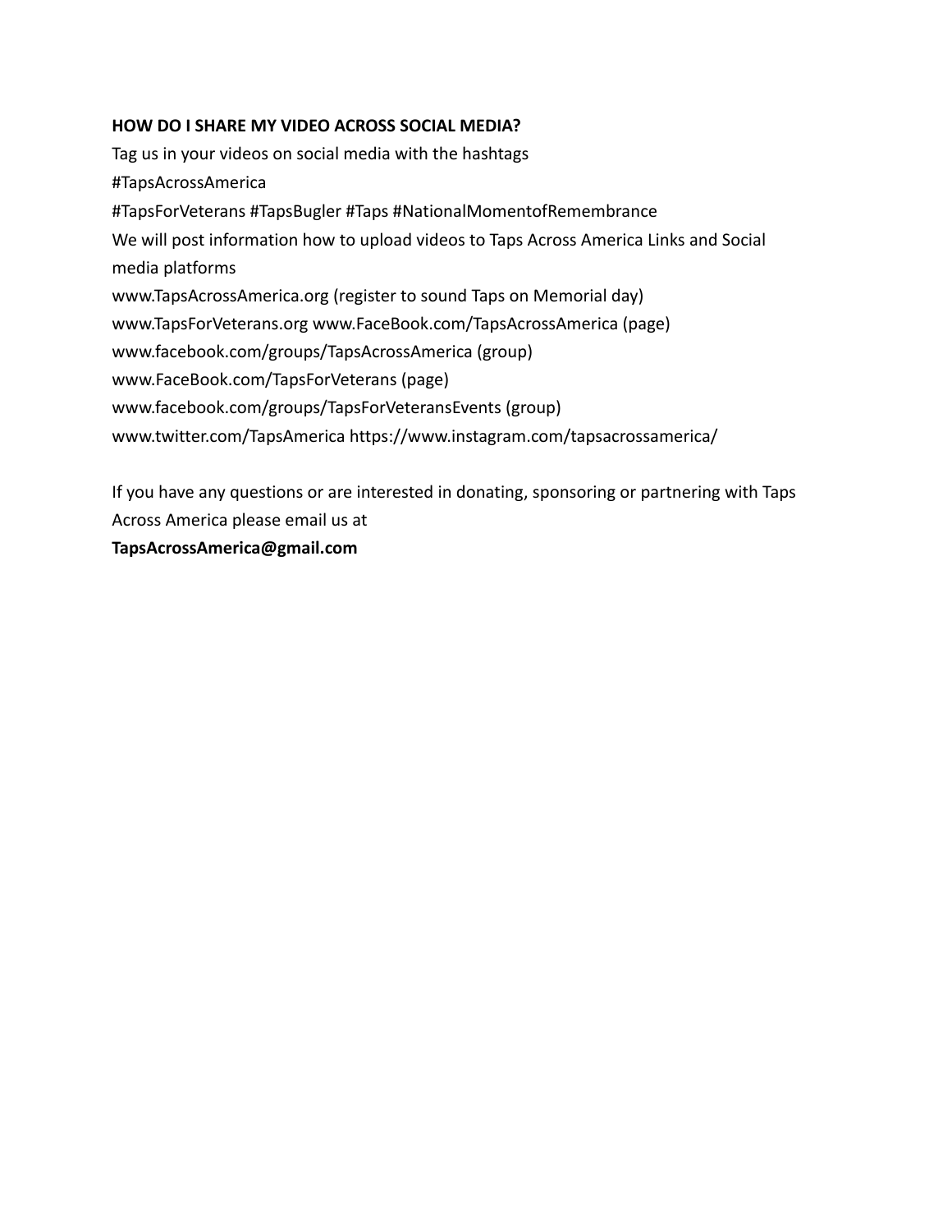**HOW DO I SHARE MY VIDEO ACROSS SOCIAL MEDIA?**

Tag us in your videos on social media with the hashtags

#TapsAcrossAmerica

#TapsForVeterans #TapsBugler #Taps #NationalMomentofRemembrance

We will post information how to upload videos to Taps Across America Links and Social media platforms

www.TapsAcrossAmerica.org (register to sound Taps on Memorial day)

www.TapsForVeterans.org www.FaceBook.com/TapsAcrossAmerica (page)

www.facebook.com/groups/TapsAcrossAmerica (group)

www.FaceBook.com/TapsForVeterans (page)

www.facebook.com/groups/TapsForVeteransEvents (group)

www.twitter.com/TapsAmerica https://www.instagram.com/tapsacrossamerica/

If you have any questions or are interested in donating, sponsoring or partnering with Taps Across America please email us at

**TapsAcrossAmerica@gmail.com**